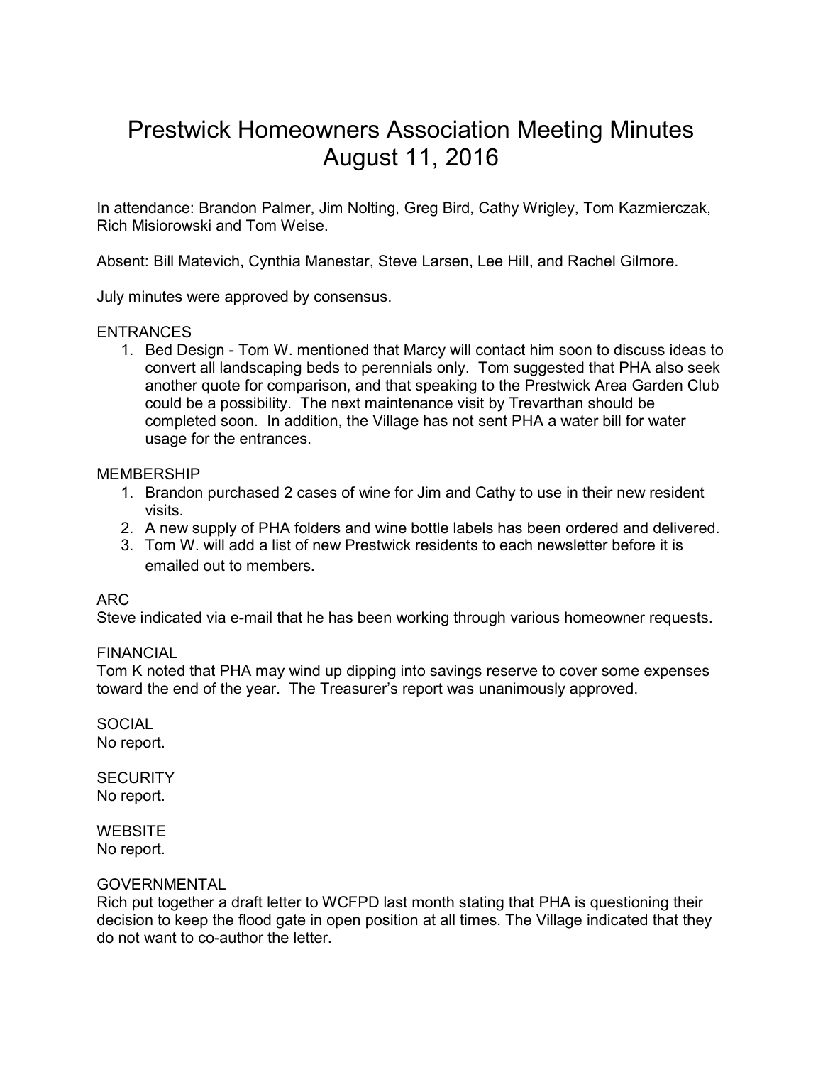# Prestwick Homeowners Association Meeting Minutes
# August 11, 2016

In attendance: Brandon Palmer, Jim Nolting, Greg Bird, Cathy Wrigley, Tom Kazmierczak, Rich Misiorowski and Tom Weise.

Absent: Bill Matevich, Cynthia Manestar, Steve Larsen, Lee Hill, and Rachel Gilmore.

July minutes were approved by consensus.

ENTRANCES

1. Bed Design - Tom W. mentioned that Marcy will contact him soon to discuss ideas to convert all landscaping beds to perennials only. Tom suggested that PHA also seek another quote for comparison, and that speaking to the Prestwick Area Garden Club could be a possibility. The next maintenance visit by Trevarthan should be completed soon. In addition, the Village has not sent PHA a water bill for water usage for the entrances.

MEMBERSHIP

1. Brandon purchased 2 cases of wine for Jim and Cathy to use in their new resident visits.
2. A new supply of PHA folders and wine bottle labels has been ordered and delivered.
3. Tom W. will add a list of new Prestwick residents to each newsletter before it is emailed out to members.

ARC

Steve indicated via e-mail that he has been working through various homeowner requests.

FINANCIAL

Tom K noted that PHA may wind up dipping into savings reserve to cover some expenses toward the end of the year. The Treasurer's report was unanimously approved.

SOCIAL

No report.

SECURITY

No report.

WEBSITE

No report.

GOVERNMENTAL

Rich put together a draft letter to WCFPD last month stating that PHA is questioning their decision to keep the flood gate in open position at all times. The Village indicated that they do not want to co-author the letter.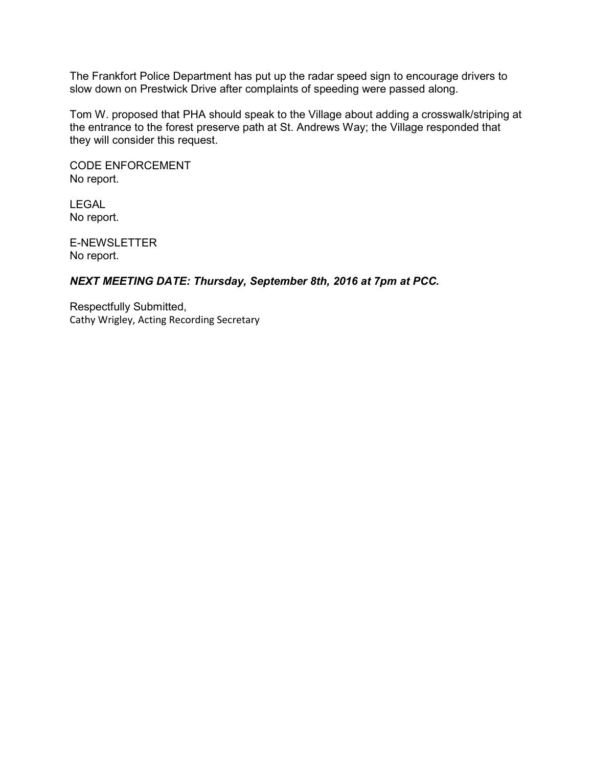The Frankfort Police Department has put up the radar speed sign to encourage drivers to slow down on Prestwick Drive after complaints of speeding were passed along.

Tom W. proposed that PHA should speak to the Village about adding a crosswalk/striping at the entrance to the forest preserve path at St. Andrews Way; the Village responded that they will consider this request.

CODE ENFORCEMENT
No report.

LEGAL
No report.

E-NEWSLETTER
No report.

***NEXT MEETING DATE: Thursday, September 8th, 2016 at 7pm at PCC.***

Respectfully Submitted,
Cathy Wrigley, Acting Recording Secretary